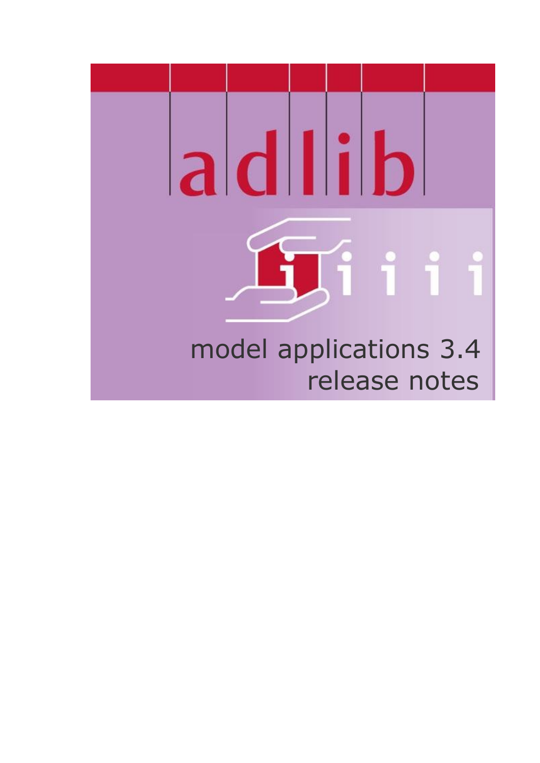# adlib

## model applications 3.4 release notes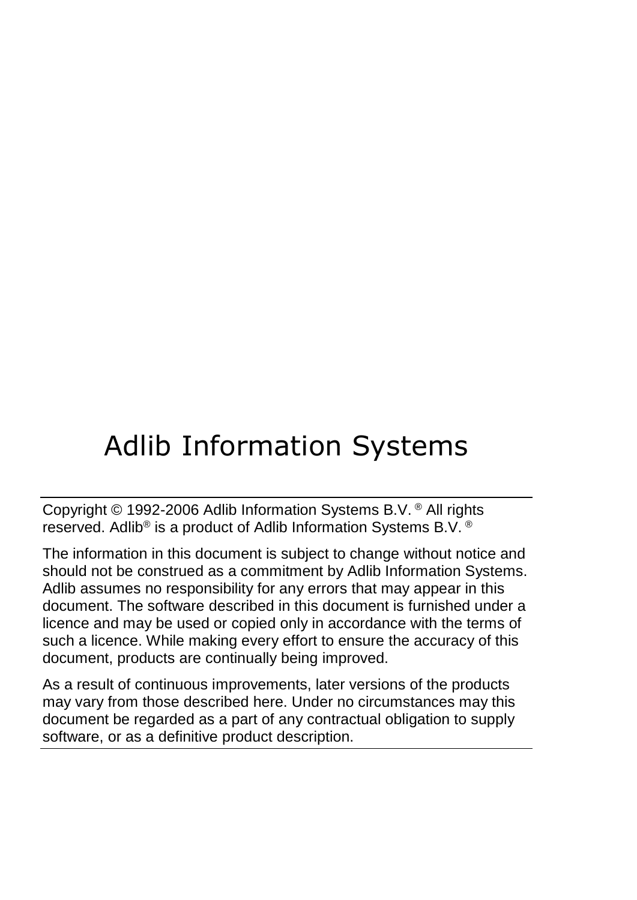# Adlib Information Systems

---

Copyright © 1992-2006 Adlib Information Systems B.V. ® All rights reserved. Adlib® is a product of Adlib Information Systems B.V. ®

The information in this document is subject to change without notice and should not be construed as a commitment by Adlib Information Systems. Adlib assumes no responsibility for any errors that may appear in this document. The software described in this document is furnished under a licence and may be used or copied only in accordance with the terms of such a licence. While making every effort to ensure the accuracy of this document, products are continually being improved.

As a result of continuous improvements, later versions of the products may vary from those described here. Under no circumstances may this document be regarded as a part of any contractual obligation to supply software, or as a definitive product description.

---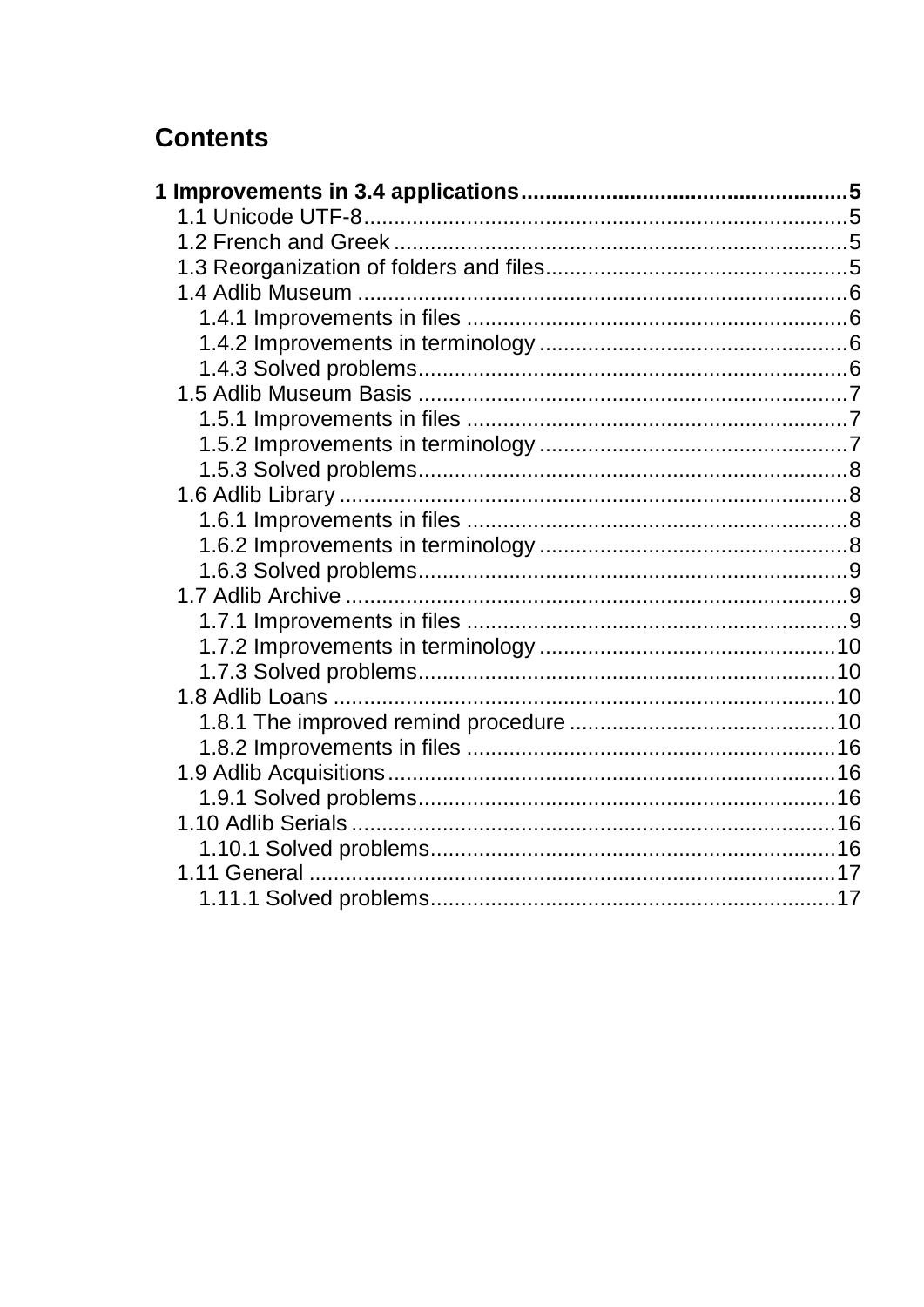# Contents

**1 Improvements in 3.4 applications......................................................5**

- 1.1 Unicode UTF-8................................................................................5
- 1.2 French and Greek...........................................................................5
- 1.3 Reorganization of folders and files.................................................5
- 1.4 Adlib Museum .................................................................................6
  - 1.4.1 Improvements in files ...............................................................6
  - 1.4.2 Improvements in terminology ...................................................6
  - 1.4.3 Solved problems.......................................................................6
- 1.5 Adlib Museum Basis .......................................................................7
  - 1.5.1 Improvements in files ...............................................................7
  - 1.5.2 Improvements in terminology ...................................................7
  - 1.5.3 Solved problems.......................................................................8
- 1.6 Adlib Library ....................................................................................8
  - 1.6.1 Improvements in files ...............................................................8
  - 1.6.2 Improvements in terminology ...................................................8
  - 1.6.3 Solved problems.......................................................................9
- 1.7 Adlib Archive ...................................................................................9
  - 1.7.1 Improvements in files ...............................................................9
  - 1.7.2 Improvements in terminology .................................................10
  - 1.7.3 Solved problems.....................................................................10
- 1.8 Adlib Loans ...................................................................................10
  - 1.8.1 The improved remind procedure ............................................10
  - 1.8.2 Improvements in files .............................................................16
- 1.9 Adlib Acquisitions..........................................................................16
  - 1.9.1 Solved problems.....................................................................16
- 1.10 Adlib Serials ................................................................................16
  - 1.10.1 Solved problems...................................................................16
- 1.11 General ........................................................................................17
  - 1.11.1 Solved problems...................................................................17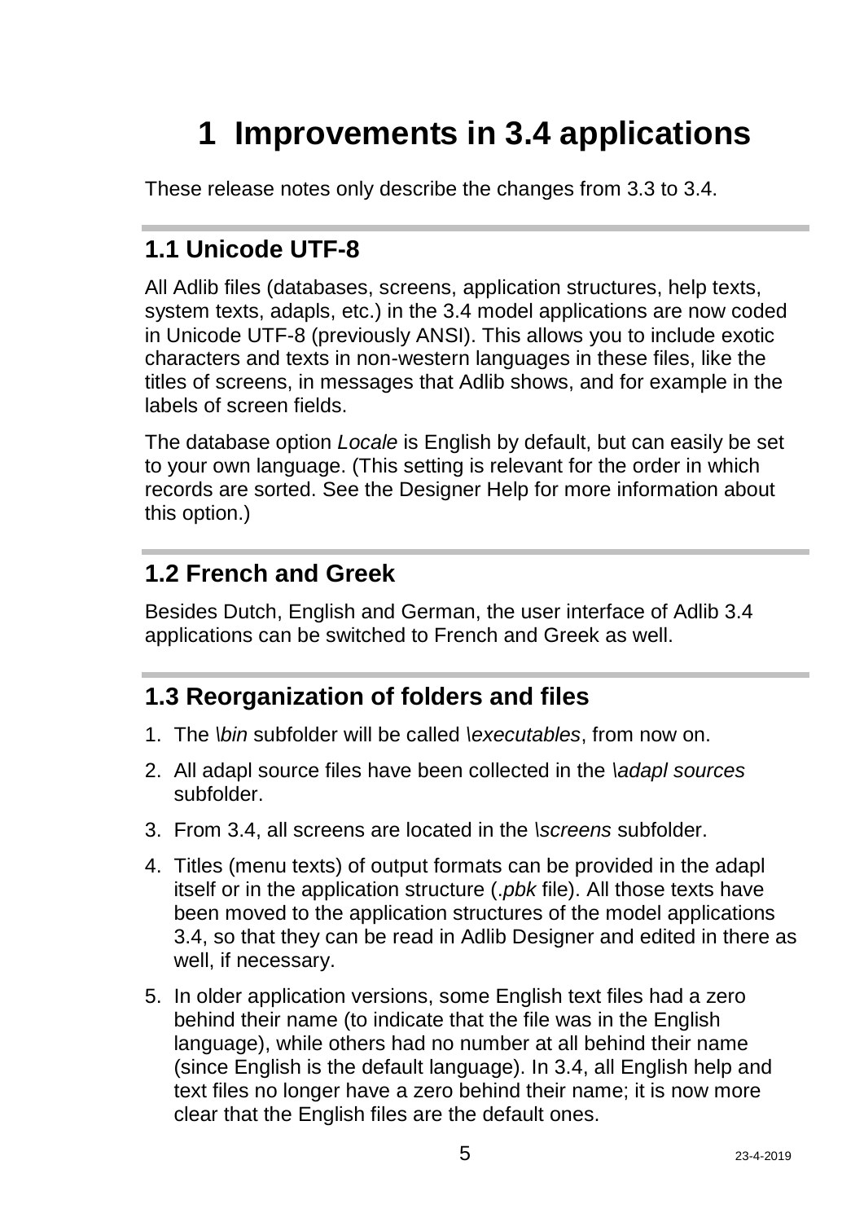# 1 Improvements in 3.4 applications

These release notes only describe the changes from 3.3 to 3.4.

## 1.1 Unicode UTF-8

All Adlib files (databases, screens, application structures, help texts, system texts, adapls, etc.) in the 3.4 model applications are now coded in Unicode UTF-8 (previously ANSI). This allows you to include exotic characters and texts in non-western languages in these files, like the titles of screens, in messages that Adlib shows, and for example in the labels of screen fields.

The database option *Locale* is English by default, but can easily be set to your own language. (This setting is relevant for the order in which records are sorted. See the Designer Help for more information about this option.)

## 1.2 French and Greek

Besides Dutch, English and German, the user interface of Adlib 3.4 applications can be switched to French and Greek as well.

## 1.3 Reorganization of folders and files

1. The *\bin* subfolder will be called *\executables*, from now on.
2. All adapl source files have been collected in the *\adapl sources* subfolder.
3. From 3.4, all screens are located in the *\screens* subfolder.
4. Titles (menu texts) of output formats can be provided in the adapl itself or in the application structure (*.pbk* file). All those texts have been moved to the application structures of the model applications 3.4, so that they can be read in Adlib Designer and edited in there as well, if necessary.
5. In older application versions, some English text files had a zero behind their name (to indicate that the file was in the English language), while others had no number at all behind their name (since English is the default language). In 3.4, all English help and text files no longer have a zero behind their name; it is now more clear that the English files are the default ones.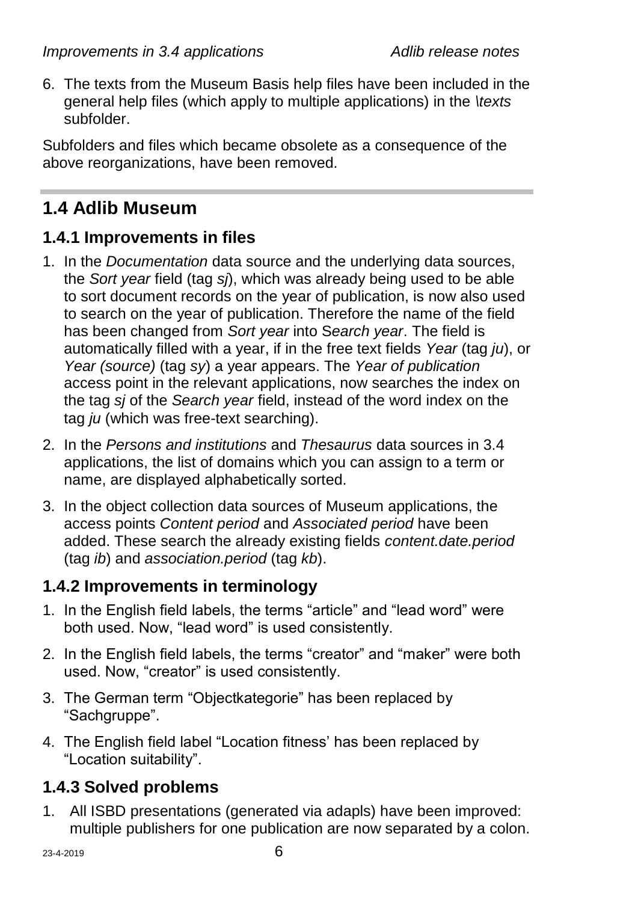6. The texts from the Museum Basis help files have been included in the general help files (which apply to multiple applications) in the *\texts* subfolder.

Subfolders and files which became obsolete as a consequence of the above reorganizations, have been removed.

## 1.4 Adlib Museum

### 1.4.1 Improvements in files

1. In the *Documentation* data source and the underlying data sources, the *Sort year* field (tag *sj*), which was already being used to be able to sort document records on the year of publication, is now also used to search on the year of publication. Therefore the name of the field has been changed from *Sort year* into *Search year*. The field is automatically filled with a year, if in the free text fields *Year* (tag *ju*), or *Year (source)* (tag *sy*) a year appears. The *Year of publication* access point in the relevant applications, now searches the index on the tag *sj* of the *Search year* field, instead of the word index on the tag *ju* (which was free-text searching).
2. In the *Persons and institutions* and *Thesaurus* data sources in 3.4 applications, the list of domains which you can assign to a term or name, are displayed alphabetically sorted.
3. In the object collection data sources of Museum applications, the access points *Content period* and *Associated period* have been added. These search the already existing fields *content.date.period* (tag *ib*) and *association.period* (tag *kb*).

### 1.4.2 Improvements in terminology

1. In the English field labels, the terms "article" and "lead word" were both used. Now, "lead word" is used consistently.
2. In the English field labels, the terms "creator" and "maker" were both used. Now, "creator" is used consistently.
3. The German term "Objectkategorie" has been replaced by "Sachgruppe".
4. The English field label "Location fitness' has been replaced by "Location suitability".

### 1.4.3 Solved problems

1. All ISBD presentations (generated via adapls) have been improved: multiple publishers for one publication are now separated by a colon.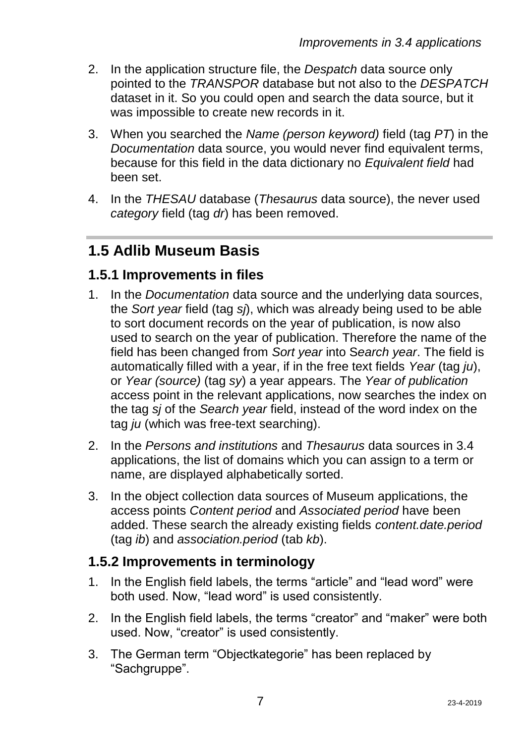2. In the application structure file, the *Despatch* data source only pointed to the *TRANSPOR* database but not also to the *DESPATCH* dataset in it. So you could open and search the data source, but it was impossible to create new records in it.

3. When you searched the *Name (person keyword)* field (tag *PT*) in the *Documentation* data source, you would never find equivalent terms, because for this field in the data dictionary no *Equivalent field* had been set.

4. In the *THESAU* database (*Thesaurus* data source), the never used *category* field (tag *dr*) has been removed.

## 1.5 Adlib Museum Basis

### 1.5.1 Improvements in files

1. In the *Documentation* data source and the underlying data sources, the *Sort year* field (tag *sj*), which was already being used to be able to sort document records on the year of publication, is now also used to search on the year of publication. Therefore the name of the field has been changed from *Sort year* into S*earch year*. The field is automatically filled with a year, if in the free text fields *Year* (tag *ju*), or *Year (source)* (tag *sy*) a year appears. The *Year of publication* access point in the relevant applications, now searches the index on the tag *sj* of the *Search year* field, instead of the word index on the tag *ju* (which was free-text searching).

2. In the *Persons and institutions* and *Thesaurus* data sources in 3.4 applications, the list of domains which you can assign to a term or name, are displayed alphabetically sorted.

3. In the object collection data sources of Museum applications, the access points *Content period* and *Associated period* have been added. These search the already existing fields *content.date.period* (tag *ib*) and *association.period* (tab *kb*).

### 1.5.2 Improvements in terminology

1. In the English field labels, the terms "article" and "lead word" were both used. Now, "lead word" is used consistently.

2. In the English field labels, the terms "creator" and "maker" were both used. Now, "creator" is used consistently.

3. The German term "Objectkategorie" has been replaced by "Sachgruppe".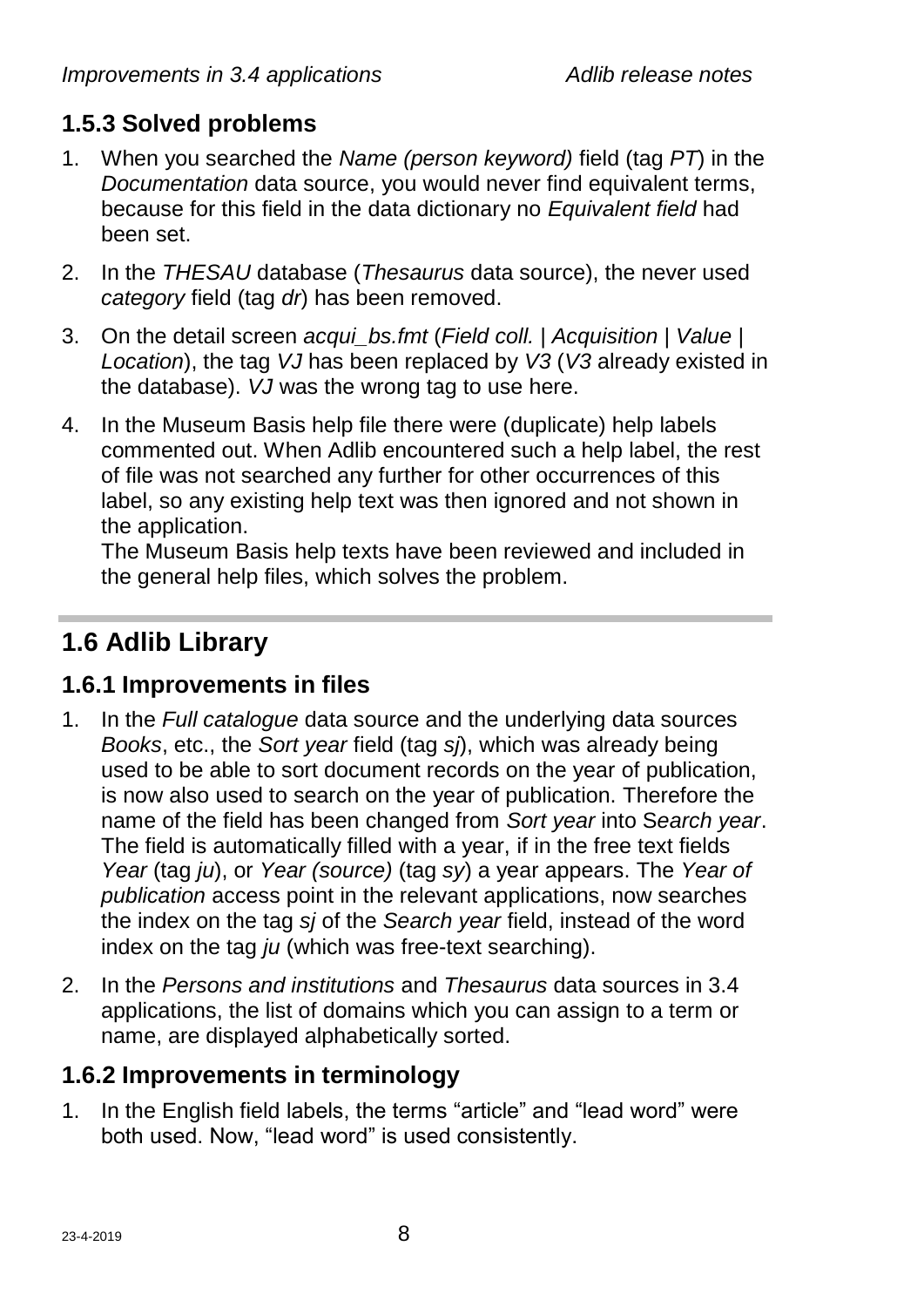### 1.5.3 Solved problems

1. When you searched the *Name (person keyword)* field (tag *PT*) in the *Documentation* data source, you would never find equivalent terms, because for this field in the data dictionary no *Equivalent field* had been set.
2. In the *THESAU* database (*Thesaurus* data source), the never used *category* field (tag *dr*) has been removed.
3. On the detail screen *acqui_bs.fmt* (*Field coll. | Acquisition | Value | Location*), the tag *VJ* has been replaced by *V3* (*V3* already existed in the database). *VJ* was the wrong tag to use here.
4. In the Museum Basis help file there were (duplicate) help labels commented out. When Adlib encountered such a help label, the rest of file was not searched any further for other occurrences of this label, so any existing help text was then ignored and not shown in the application.
   The Museum Basis help texts have been reviewed and included in the general help files, which solves the problem.

## 1.6 Adlib Library

### 1.6.1 Improvements in files

1. In the *Full catalogue* data source and the underlying data sources *Books*, etc., the *Sort year* field (tag *sj*), which was already being used to be able to sort document records on the year of publication, is now also used to search on the year of publication. Therefore the name of the field has been changed from *Sort year* into *Search year*. The field is automatically filled with a year, if in the free text fields *Year* (tag *ju*), or *Year (source)* (tag *sy*) a year appears. The *Year of publication* access point in the relevant applications, now searches the index on the tag *sj* of the *Search year* field, instead of the word index on the tag *ju* (which was free-text searching).
2. In the *Persons and institutions* and *Thesaurus* data sources in 3.4 applications, the list of domains which you can assign to a term or name, are displayed alphabetically sorted.

### 1.6.2 Improvements in terminology

1. In the English field labels, the terms “article” and “lead word” were both used. Now, “lead word” is used consistently.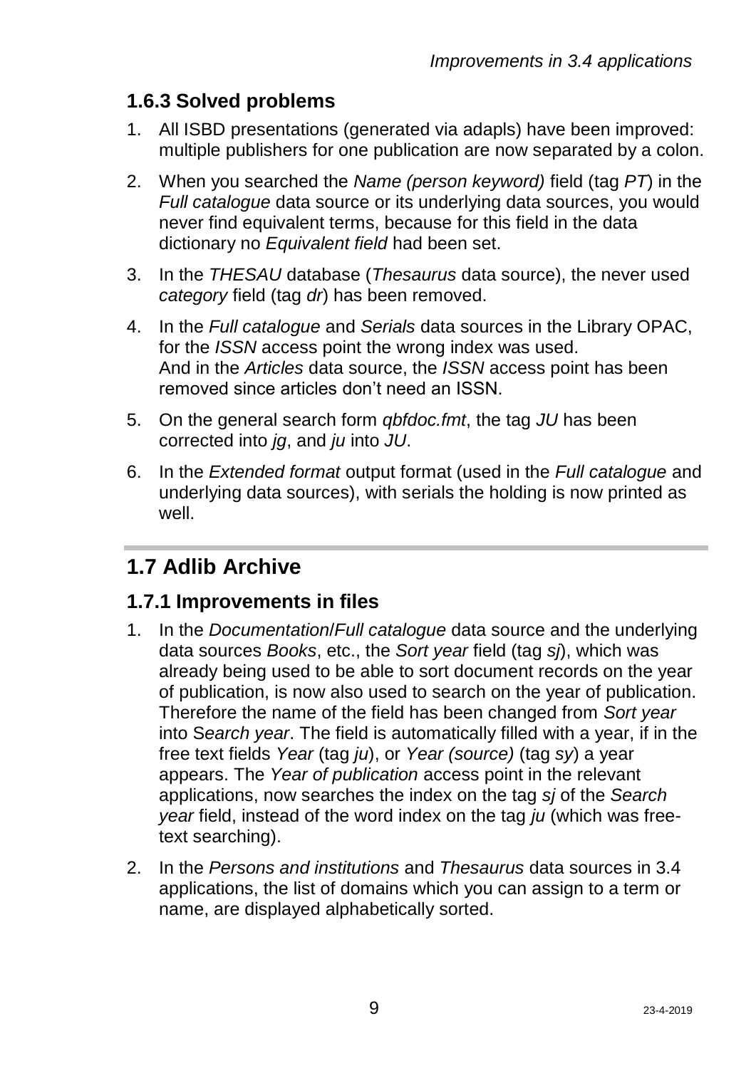### 1.6.3 Solved problems

1. All ISBD presentations (generated via adapls) have been improved: multiple publishers for one publication are now separated by a colon.
2. When you searched the *Name (person keyword)* field (tag *PT*) in the *Full catalogue* data source or its underlying data sources, you would never find equivalent terms, because for this field in the data dictionary no *Equivalent field* had been set.
3. In the *THESAU* database (*Thesaurus* data source), the never used *category* field (tag *dr*) has been removed.
4. In the *Full catalogue* and *Serials* data sources in the Library OPAC, for the *ISSN* access point the wrong index was used.
   And in the *Articles* data source, the *ISSN* access point has been removed since articles don't need an ISSN.
5. On the general search form *qbfdoc.fmt*, the tag *JU* has been corrected into *jg*, and *ju* into *JU*.
6. In the *Extended format* output format (used in the *Full catalogue* and underlying data sources), with serials the holding is now printed as well.

## 1.7 Adlib Archive

### 1.7.1 Improvements in files

1. In the *Documentation*/*Full catalogue* data source and the underlying data sources *Books*, etc., the *Sort year* field (tag *sj*), which was already being used to be able to sort document records on the year of publication, is now also used to search on the year of publication. Therefore the name of the field has been changed from *Sort year* into S*earch year*. The field is automatically filled with a year, if in the free text fields *Year* (tag *ju*), or *Year (source)* (tag *sy*) a year appears. The *Year of publication* access point in the relevant applications, now searches the index on the tag *sj* of the *Search year* field, instead of the word index on the tag *ju* (which was free-text searching).
2. In the *Persons and institutions* and *Thesaurus* data sources in 3.4 applications, the list of domains which you can assign to a term or name, are displayed alphabetically sorted.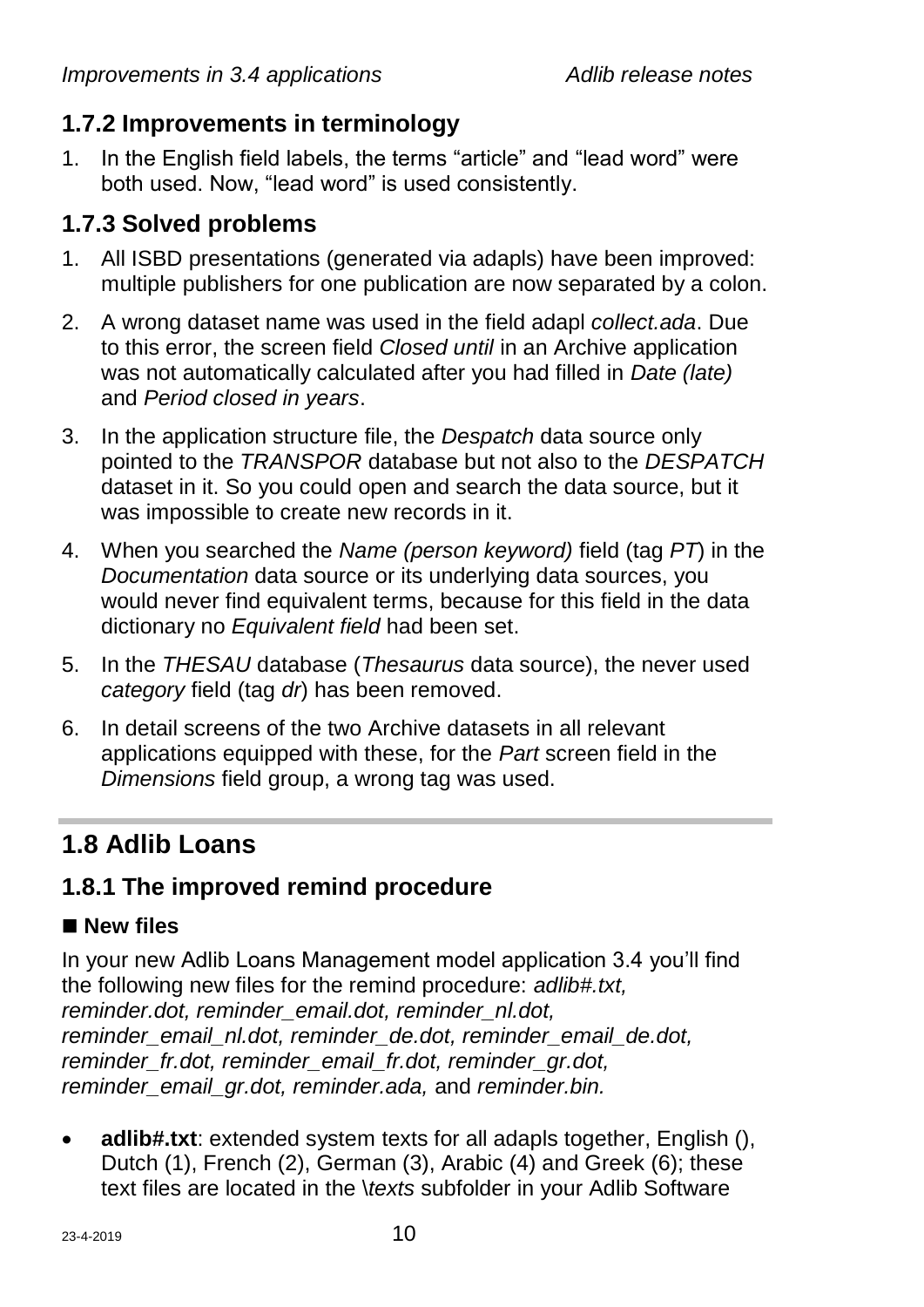### 1.7.2 Improvements in terminology

1. In the English field labels, the terms “article” and “lead word” were both used. Now, “lead word” is used consistently.

### 1.7.3 Solved problems

1. All ISBD presentations (generated via adapls) have been improved: multiple publishers for one publication are now separated by a colon.
2. A wrong dataset name was used in the field adapl *collect.ada*. Due to this error, the screen field *Closed until* in an Archive application was not automatically calculated after you had filled in *Date (late)* and *Period closed in years*.
3. In the application structure file, the *Despatch* data source only pointed to the *TRANSPOR* database but not also to the *DESPATCH* dataset in it. So you could open and search the data source, but it was impossible to create new records in it.
4. When you searched the *Name (person keyword)* field (tag *PT*) in the *Documentation* data source or its underlying data sources, you would never find equivalent terms, because for this field in the data dictionary no *Equivalent field* had been set.
5. In the *THESAU* database (*Thesaurus* data source), the never used *category* field (tag *dr*) has been removed.
6. In detail screens of the two Archive datasets in all relevant applications equipped with these, for the *Part* screen field in the *Dimensions* field group, a wrong tag was used.

## 1.8 Adlib Loans

### 1.8.1 The improved remind procedure

#### ■ New files

In your new Adlib Loans Management model application 3.4 you’ll find the following new files for the remind procedure: *adlib#.txt, reminder.dot, reminder_email.dot, reminder_nl.dot, reminder_email_nl.dot, reminder_de.dot, reminder_email_de.dot, reminder_fr.dot, reminder_email_fr.dot, reminder_gr.dot, reminder_email_gr.dot, reminder.ada,* and *reminder.bin.*

- **adlib#.txt**: extended system texts for all adapls together, English (), Dutch (1), French (2), German (3), Arabic (4) and Greek (6); these text files are located in the *\texts* subfolder in your Adlib Software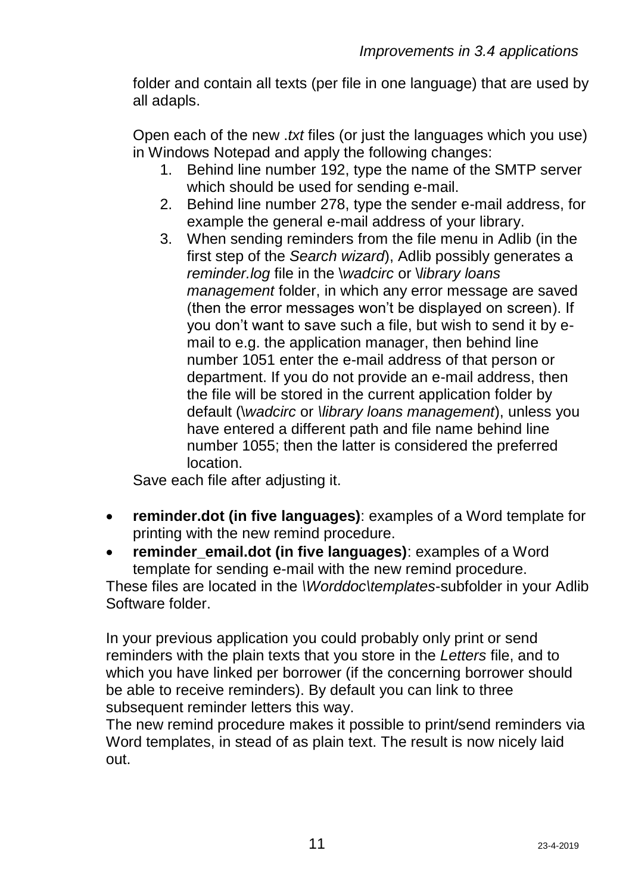folder and contain all texts (per file in one language) that are used by all adapls.

Open each of the new *.txt* files (or just the languages which you use) in Windows Notepad and apply the following changes:

1. Behind line number 192, type the name of the SMTP server which should be used for sending e-mail.
2. Behind line number 278, type the sender e-mail address, for example the general e-mail address of your library.
3. When sending reminders from the file menu in Adlib (in the first step of the *Search wizard*), Adlib possibly generates a *reminder.log* file in the *\wadcirc* or *\library loans management* folder, in which any error message are saved (then the error messages won't be displayed on screen). If you don't want to save such a file, but wish to send it by e-mail to e.g. the application manager, then behind line number 1051 enter the e-mail address of that person or department. If you do not provide an e-mail address, then the file will be stored in the current application folder by default (*\wadcirc* or *\library loans management*), unless you have entered a different path and file name behind line number 1055; then the latter is considered the preferred location.

Save each file after adjusting it.

- **reminder.dot (in five languages)**: examples of a Word template for printing with the new remind procedure.
- **reminder_email.dot (in five languages)**: examples of a Word template for sending e-mail with the new remind procedure.

These files are located in the *\Worddoc\templates*-subfolder in your Adlib Software folder.

In your previous application you could probably only print or send reminders with the plain texts that you store in the *Letters* file, and to which you have linked per borrower (if the concerning borrower should be able to receive reminders). By default you can link to three subsequent reminder letters this way.
The new remind procedure makes it possible to print/send reminders via Word templates, in stead of as plain text. The result is now nicely laid out.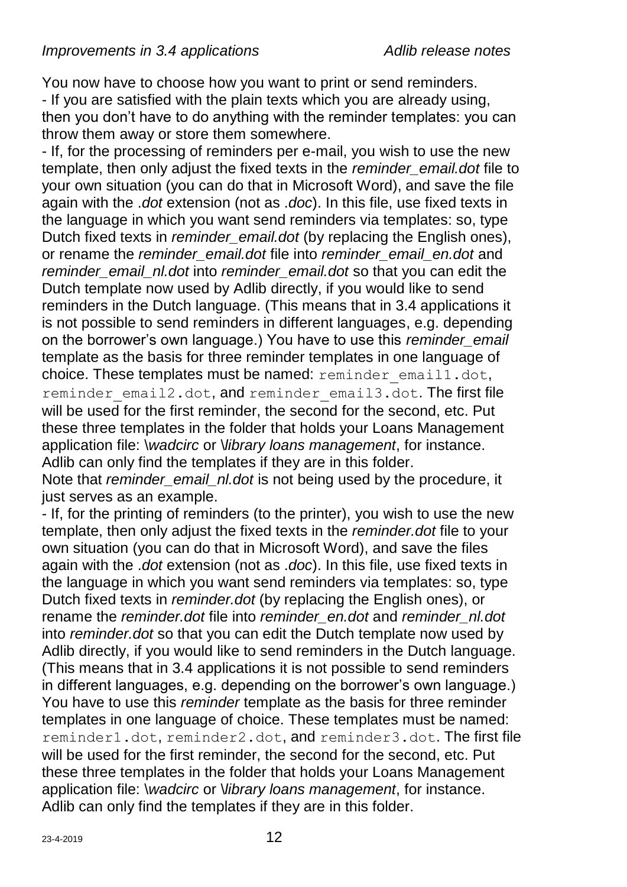You now have to choose how you want to print or send reminders.
- If you are satisfied with the plain texts which you are already using, then you don't have to do anything with the reminder templates: you can throw them away or store them somewhere.
- If, for the processing of reminders per e-mail, you wish to use the new template, then only adjust the fixed texts in the *reminder_email.dot* file to your own situation (you can do that in Microsoft Word), and save the file again with the *.dot* extension (not as *.doc*). In this file, use fixed texts in the language in which you want send reminders via templates: so, type Dutch fixed texts in *reminder_email.dot* (by replacing the English ones), or rename the *reminder_email.dot* file into *reminder_email_en.dot* and *reminder_email_nl.dot* into *reminder_email.dot* so that you can edit the Dutch template now used by Adlib directly, if you would like to send reminders in the Dutch language. (This means that in 3.4 applications it is not possible to send reminders in different languages, e.g. depending on the borrower's own language.) You have to use this *reminder_email* template as the basis for three reminder templates in one language of choice. These templates must be named: `reminder_email1.dot`, `reminder_email2.dot`, and `reminder_email3.dot`. The first file will be used for the first reminder, the second for the second, etc. Put these three templates in the folder that holds your Loans Management application file: *\wadcirc* or *\library loans management*, for instance. Adlib can only find the templates if they are in this folder.
Note that *reminder_email_nl.dot* is not being used by the procedure, it just serves as an example.
- If, for the printing of reminders (to the printer), you wish to use the new template, then only adjust the fixed texts in the *reminder.dot* file to your own situation (you can do that in Microsoft Word), and save the files again with the *.dot* extension (not as *.doc*). In this file, use fixed texts in the language in which you want send reminders via templates: so, type Dutch fixed texts in *reminder.dot* (by replacing the English ones), or rename the *reminder.dot* file into *reminder_en.dot* and *reminder_nl.dot* into *reminder.dot* so that you can edit the Dutch template now used by Adlib directly, if you would like to send reminders in the Dutch language. (This means that in 3.4 applications it is not possible to send reminders in different languages, e.g. depending on the borrower's own language.) You have to use this *reminder* template as the basis for three reminder templates in one language of choice. These templates must be named: `reminder1.dot`, `reminder2.dot`, and `reminder3.dot`. The first file will be used for the first reminder, the second for the second, etc. Put these three templates in the folder that holds your Loans Management application file: *\wadcirc* or *\library loans management*, for instance. Adlib can only find the templates if they are in this folder.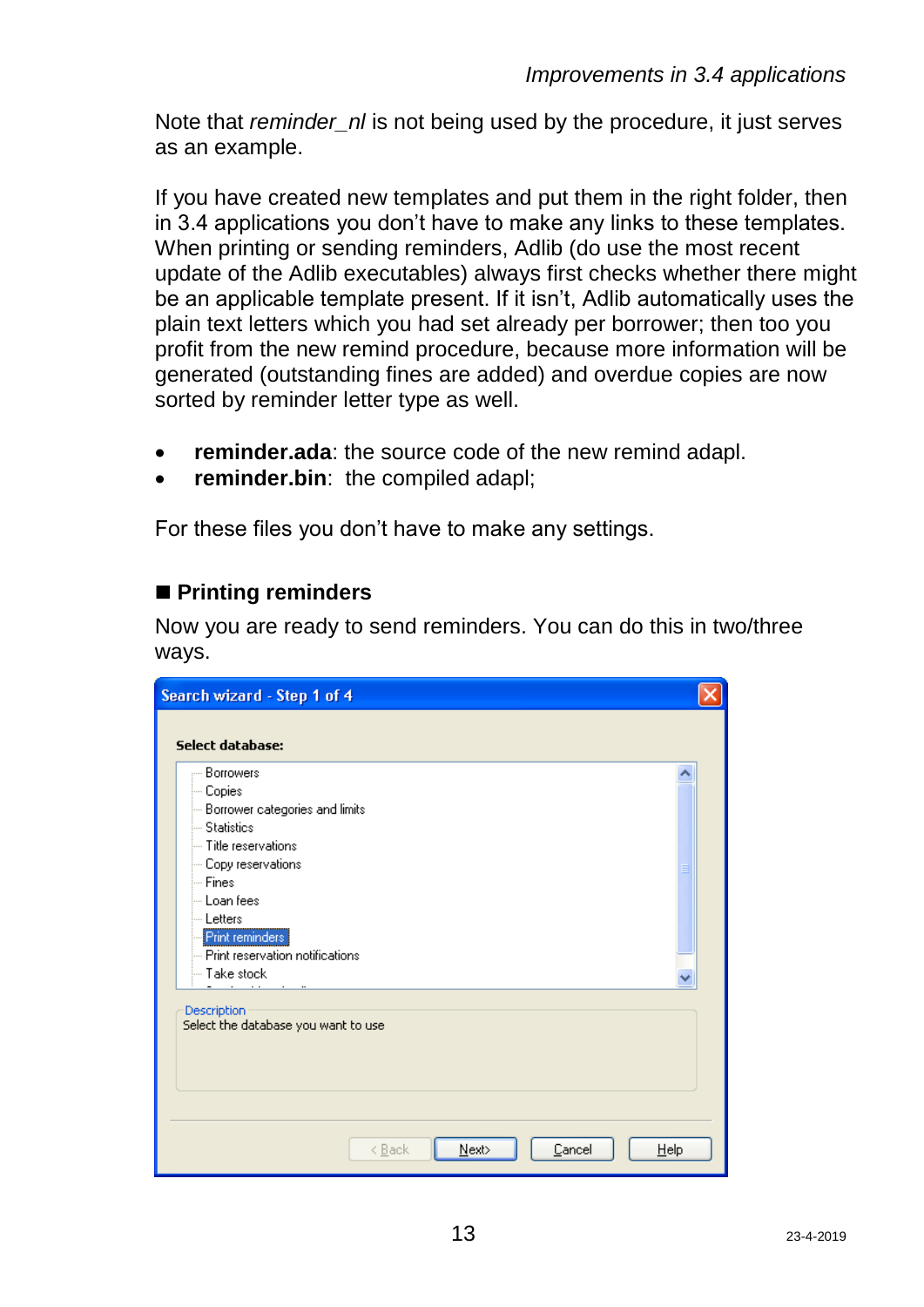Note that *reminder_nl* is not being used by the procedure, it just serves as an example.

If you have created new templates and put them in the right folder, then in 3.4 applications you don't have to make any links to these templates. When printing or sending reminders, Adlib (do use the most recent update of the Adlib executables) always first checks whether there might be an applicable template present. If it isn't, Adlib automatically uses the plain text letters which you had set already per borrower; then too you profit from the new remind procedure, because more information will be generated (outstanding fines are added) and overdue copies are now sorted by reminder letter type as well.

- **reminder.ada**: the source code of the new remind adapl.
- **reminder.bin**: the compiled adapl;

For these files you don't have to make any settings.

## ■ Printing reminders

Now you are ready to send reminders. You can do this in two/three ways.

Search wizard - Step 1 of 4

**Select database:**

- Borrowers
- Copies
- Borrower categories and limits
- Statistics
- Title reservations
- Copy reservations
- Fines
- Loan fees
- Letters
- Print reminders
- Print reservation notifications
- Take stock

Description
Select the database you want to use

< Back | Next> | Cancel | Help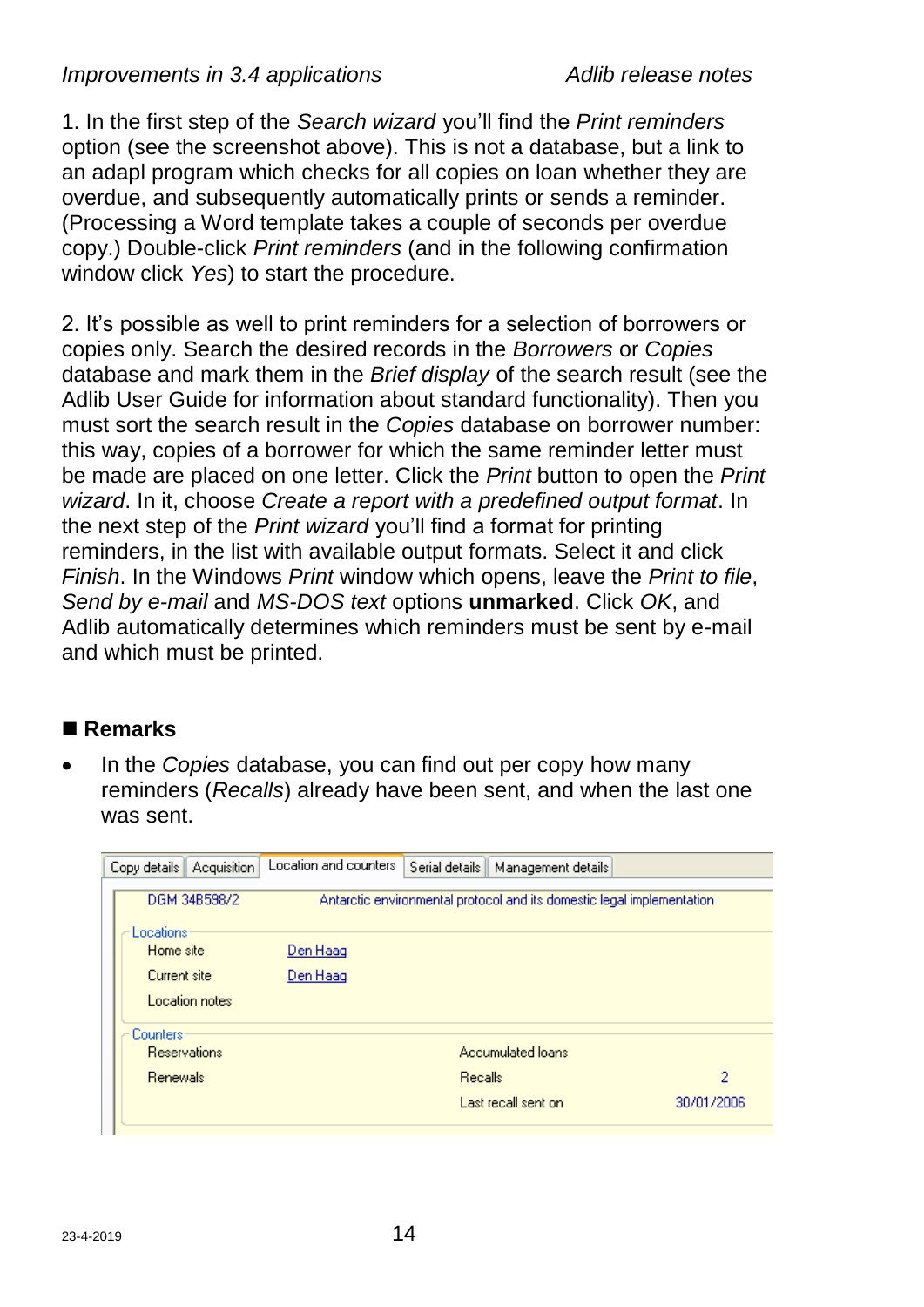1. In the first step of the *Search wizard* you'll find the *Print reminders* option (see the screenshot above). This is not a database, but a link to an adapl program which checks for all copies on loan whether they are overdue, and subsequently automatically prints or sends a reminder. (Processing a Word template takes a couple of seconds per overdue copy.) Double-click *Print reminders* (and in the following confirmation window click *Yes*) to start the procedure.

2. It's possible as well to print reminders for a selection of borrowers or copies only. Search the desired records in the *Borrowers* or *Copies* database and mark them in the *Brief display* of the search result (see the Adlib User Guide for information about standard functionality). Then you must sort the search result in the *Copies* database on borrower number: this way, copies of a borrower for which the same reminder letter must be made are placed on one letter. Click the *Print* button to open the *Print wizard*. In it, choose *Create a report with a predefined output format*. In the next step of the *Print wizard* you'll find a format for printing reminders, in the list with available output formats. Select it and click *Finish*. In the Windows *Print* window which opens, leave the *Print to file*, *Send by e-mail* and *MS-DOS text* options **unmarked**. Click *OK*, and Adlib automatically determines which reminders must be sent by e-mail and which must be printed.

## ■ Remarks

- In the *Copies* database, you can find out per copy how many reminders (*Recalls*) already have been sent, and when the last one was sent.

Copy details | Acquisition | Location and counters | Serial details | Management details

DGM 34B598/2 — Antarctic environmental protocol and its domestic legal implementation

**Locations**

| | |
|---|---|
| Home site | Den Haag |
| Current site | Den Haag |
| Location notes | |

**Counters**

| | | | |
|---|---|---|---|
| Reservations | | Accumulated loans | |
| Renewals | | Recalls | 2 |
| | | Last recall sent on | 30/01/2006 |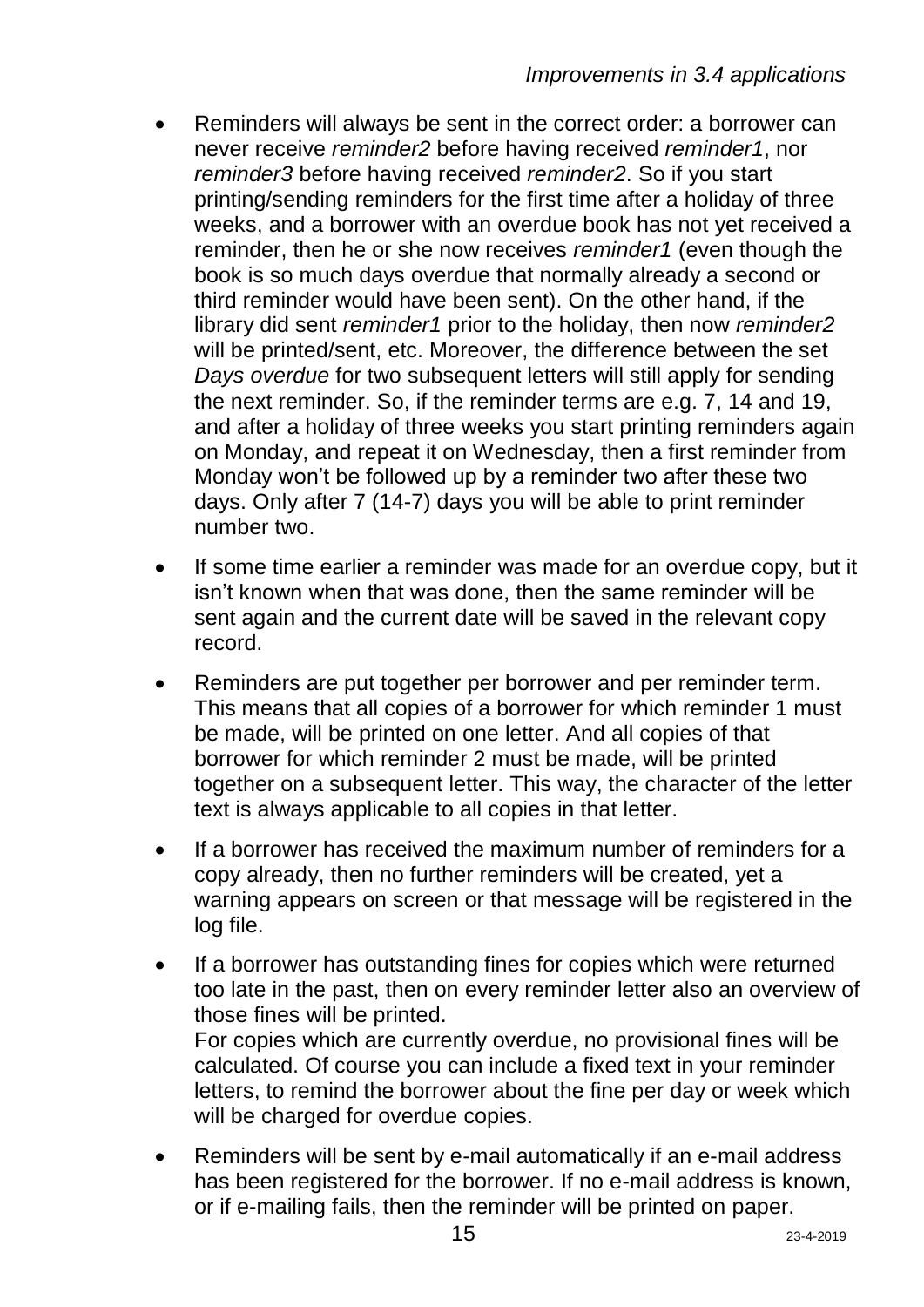- Reminders will always be sent in the correct order: a borrower can never receive *reminder2* before having received *reminder1*, nor *reminder3* before having received *reminder2*. So if you start printing/sending reminders for the first time after a holiday of three weeks, and a borrower with an overdue book has not yet received a reminder, then he or she now receives *reminder1* (even though the book is so much days overdue that normally already a second or third reminder would have been sent). On the other hand, if the library did sent *reminder1* prior to the holiday, then now *reminder2* will be printed/sent, etc. Moreover, the difference between the set *Days overdue* for two subsequent letters will still apply for sending the next reminder. So, if the reminder terms are e.g. 7, 14 and 19, and after a holiday of three weeks you start printing reminders again on Monday, and repeat it on Wednesday, then a first reminder from Monday won't be followed up by a reminder two after these two days. Only after 7 (14-7) days you will be able to print reminder number two.
- If some time earlier a reminder was made for an overdue copy, but it isn't known when that was done, then the same reminder will be sent again and the current date will be saved in the relevant copy record.
- Reminders are put together per borrower and per reminder term. This means that all copies of a borrower for which reminder 1 must be made, will be printed on one letter. And all copies of that borrower for which reminder 2 must be made, will be printed together on a subsequent letter. This way, the character of the letter text is always applicable to all copies in that letter.
- If a borrower has received the maximum number of reminders for a copy already, then no further reminders will be created, yet a warning appears on screen or that message will be registered in the log file.
- If a borrower has outstanding fines for copies which were returned too late in the past, then on every reminder letter also an overview of those fines will be printed.
  For copies which are currently overdue, no provisional fines will be calculated. Of course you can include a fixed text in your reminder letters, to remind the borrower about the fine per day or week which will be charged for overdue copies.
- Reminders will be sent by e-mail automatically if an e-mail address has been registered for the borrower. If no e-mail address is known, or if e-mailing fails, then the reminder will be printed on paper.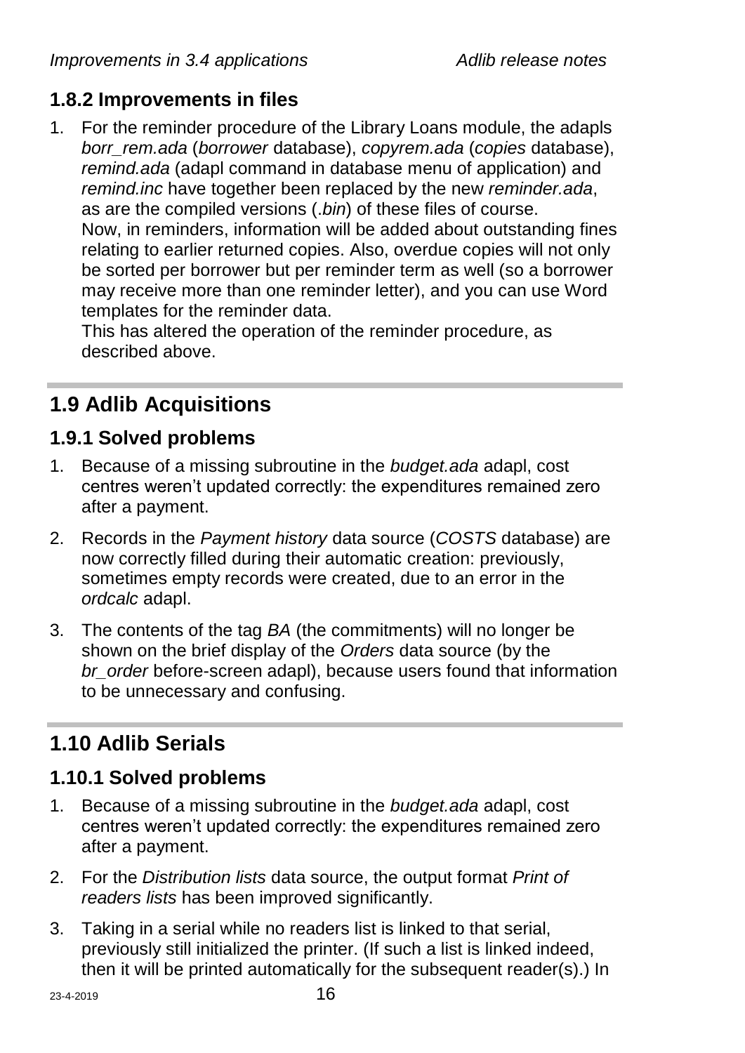### 1.8.2 Improvements in files

1. For the reminder procedure of the Library Loans module, the adapls *borr_rem.ada* (*borrower* database), *copyrem.ada* (*copies* database), *remind.ada* (adapl command in database menu of application) and *remind.inc* have together been replaced by the new *reminder.ada*, as are the compiled versions (*.bin*) of these files of course.
   Now, in reminders, information will be added about outstanding fines relating to earlier returned copies. Also, overdue copies will not only be sorted per borrower but per reminder term as well (so a borrower may receive more than one reminder letter), and you can use Word templates for the reminder data.
   This has altered the operation of the reminder procedure, as described above.

## 1.9 Adlib Acquisitions

### 1.9.1 Solved problems

1. Because of a missing subroutine in the *budget.ada* adapl, cost centres weren't updated correctly: the expenditures remained zero after a payment.
2. Records in the *Payment history* data source (*COSTS* database) are now correctly filled during their automatic creation: previously, sometimes empty records were created, due to an error in the *ordcalc* adapl.
3. The contents of the tag *BA* (the commitments) will no longer be shown on the brief display of the *Orders* data source (by the *br_order* before-screen adapl), because users found that information to be unnecessary and confusing.

## 1.10 Adlib Serials

### 1.10.1 Solved problems

1. Because of a missing subroutine in the *budget.ada* adapl, cost centres weren't updated correctly: the expenditures remained zero after a payment.
2. For the *Distribution lists* data source, the output format *Print of readers lists* has been improved significantly.
3. Taking in a serial while no readers list is linked to that serial, previously still initialized the printer. (If such a list is linked indeed, then it will be printed automatically for the subsequent reader(s).) In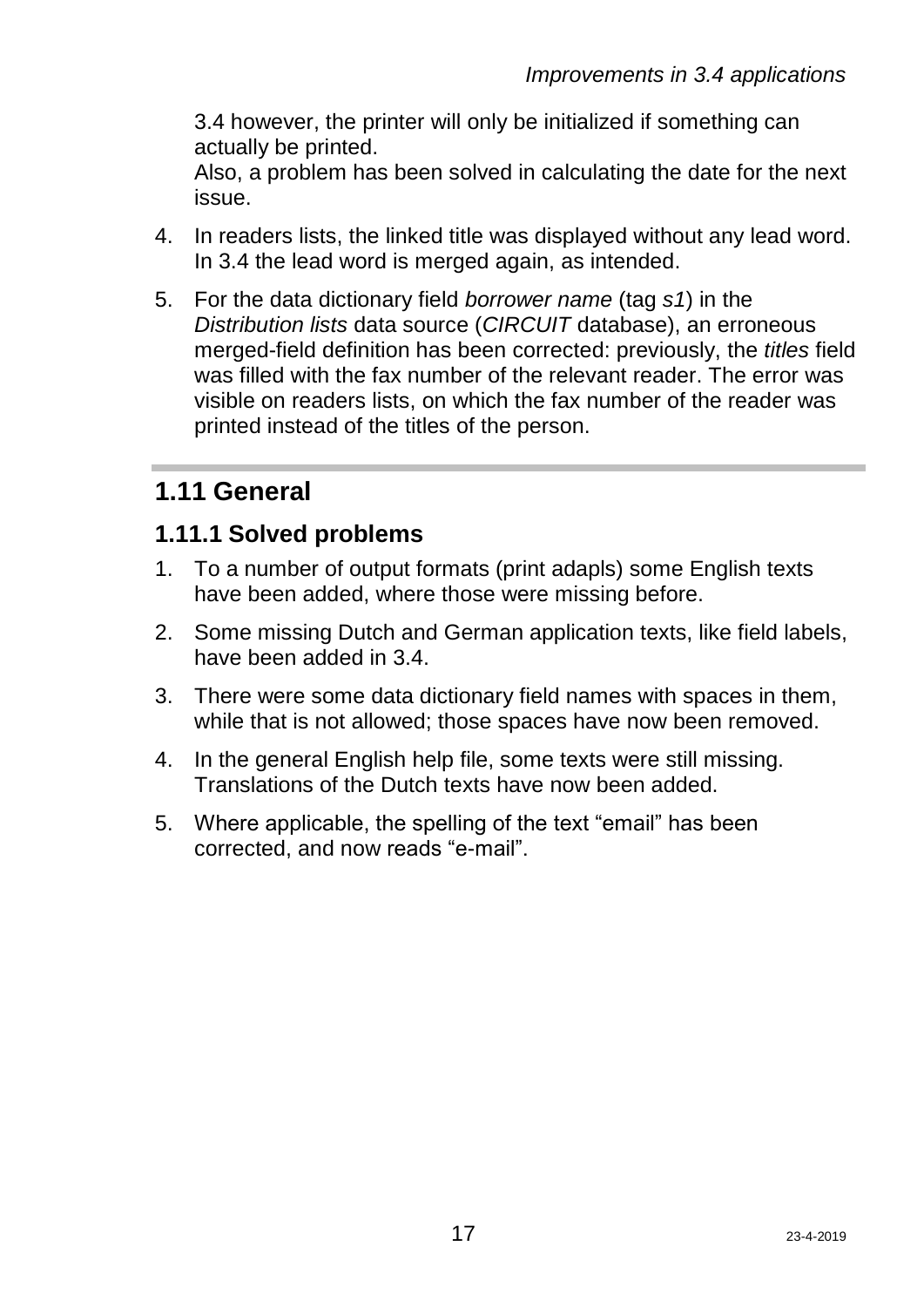3.4 however, the printer will only be initialized if something can actually be printed.
Also, a problem has been solved in calculating the date for the next issue.

4. In readers lists, the linked title was displayed without any lead word. In 3.4 the lead word is merged again, as intended.
5. For the data dictionary field *borrower name* (tag *s1*) in the *Distribution lists* data source (*CIRCUIT* database), an erroneous merged-field definition has been corrected: previously, the *titles* field was filled with the fax number of the relevant reader. The error was visible on readers lists, on which the fax number of the reader was printed instead of the titles of the person.

## 1.11 General

### 1.11.1 Solved problems

1. To a number of output formats (print adapls) some English texts have been added, where those were missing before.
2. Some missing Dutch and German application texts, like field labels, have been added in 3.4.
3. There were some data dictionary field names with spaces in them, while that is not allowed; those spaces have now been removed.
4. In the general English help file, some texts were still missing. Translations of the Dutch texts have now been added.
5. Where applicable, the spelling of the text “email” has been corrected, and now reads “e-mail”.